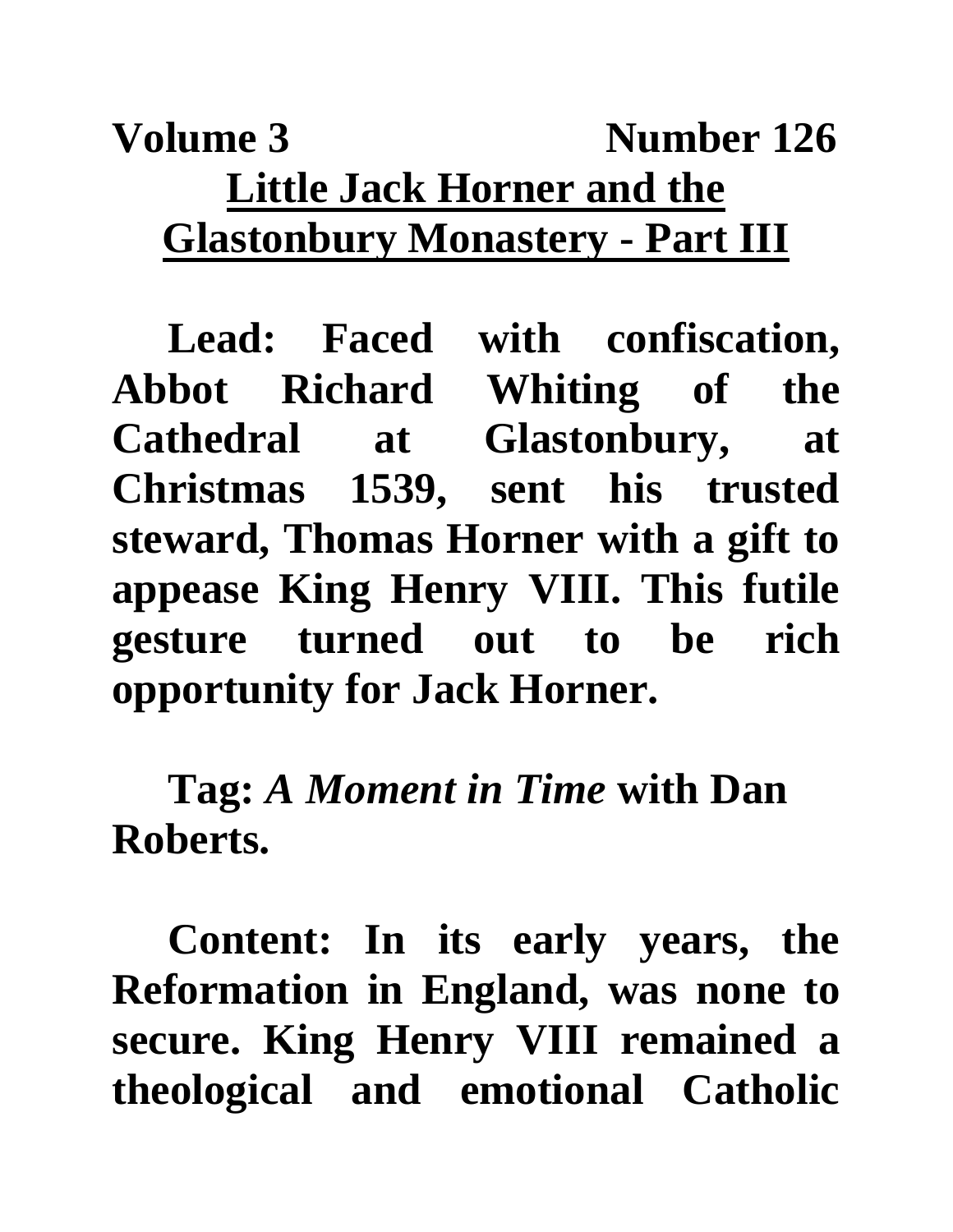**Volume 3 Number 126**

# Little Jack Horner and the Glastonbury Monastery - Part III

**Lead: Faced with confiscation, Abbot Richard Whiting of the Cathedral at Glastonbury, at Christmas 1539, sent his trusted steward, Thomas Horner with a gift to appease King Henry VIII. This futile gesture turned out to be rich opportunity for Jack Horner.**

**Tag:** ***A Moment in Time*** **with Dan Roberts.**

**Content: In its early years, the Reformation in England, was none to secure. King Henry VIII remained a theological and emotional Catholic**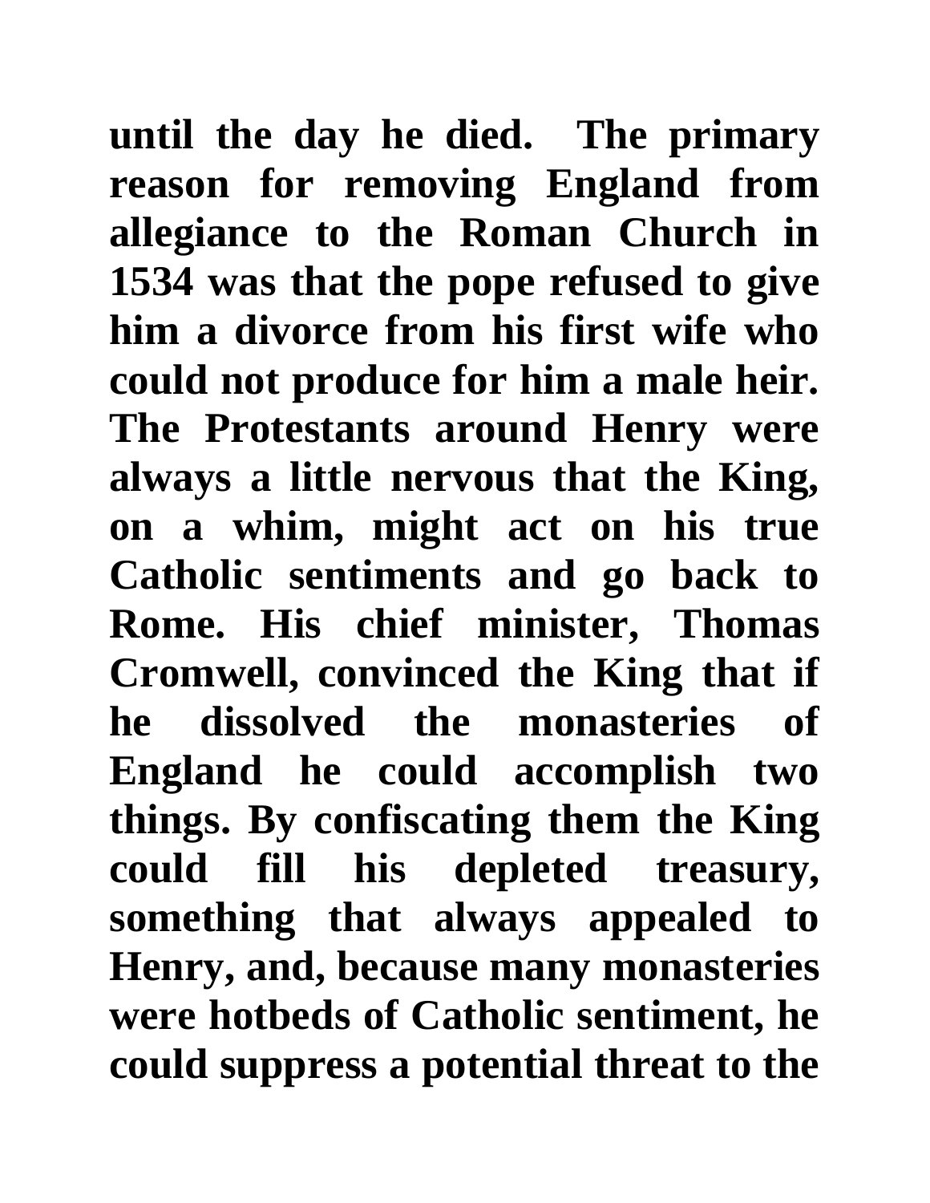**until the day he died. The primary reason for removing England from allegiance to the Roman Church in 1534 was that the pope refused to give him a divorce from his first wife who could not produce for him a male heir. The Protestants around Henry were always a little nervous that the King, on a whim, might act on his true Catholic sentiments and go back to Rome. His chief minister, Thomas Cromwell, convinced the King that if he dissolved the monasteries of England he could accomplish two things. By confiscating them the King could fill his depleted treasury, something that always appealed to Henry, and, because many monasteries were hotbeds of Catholic sentiment, he could suppress a potential threat to the**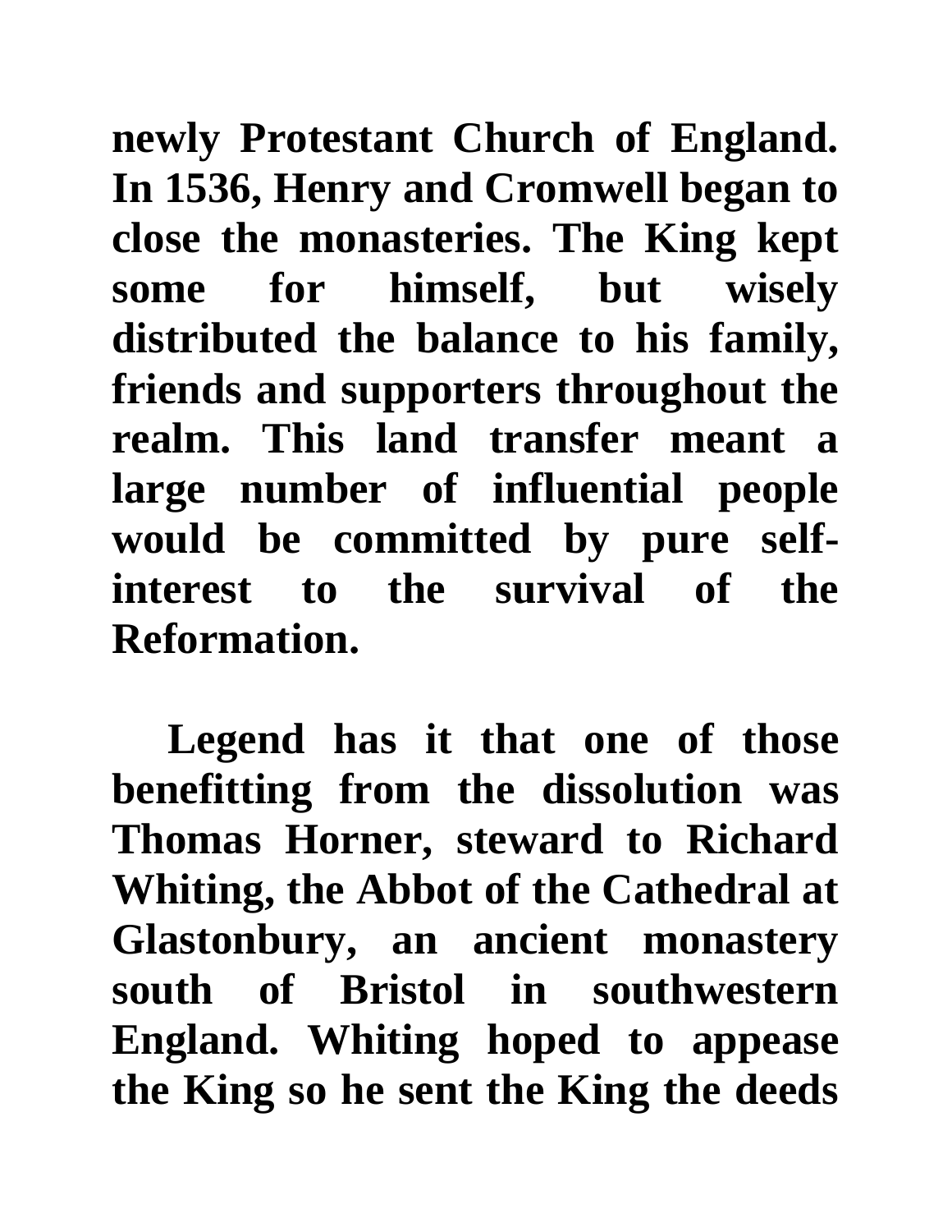newly Protestant Church of England. In 1536, Henry and Cromwell began to close the monasteries. The King kept some for himself, but wisely distributed the balance to his family, friends and supporters throughout the realm. This land transfer meant a large number of influential people would be committed by pure self-interest to the survival of the Reformation.

Legend has it that one of those benefitting from the dissolution was Thomas Horner, steward to Richard Whiting, the Abbot of the Cathedral at Glastonbury, an ancient monastery south of Bristol in southwestern England. Whiting hoped to appease the King so he sent the King the deeds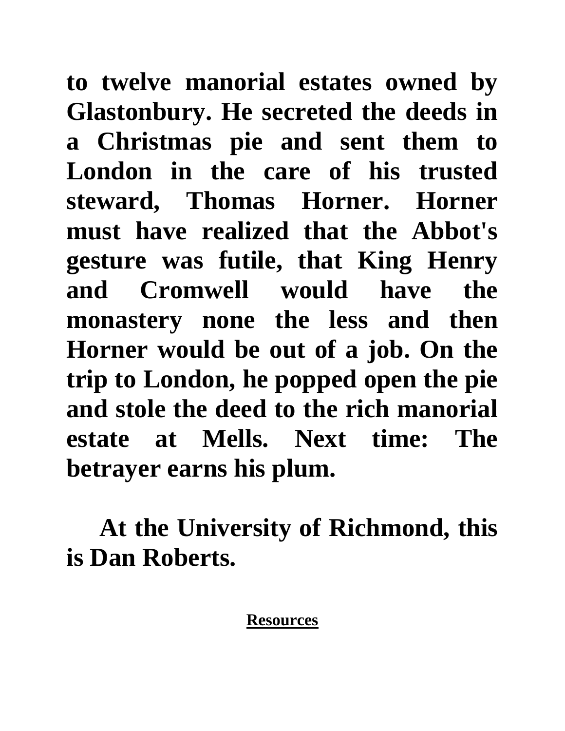**to twelve manorial estates owned by Glastonbury. He secreted the deeds in a Christmas pie and sent them to London in the care of his trusted steward, Thomas Horner. Horner must have realized that the Abbot's gesture was futile, that King Henry and Cromwell would have the monastery none the less and then Horner would be out of a job. On the trip to London, he popped open the pie and stole the deed to the rich manorial estate at Mells. Next time: The betrayer earns his plum.**

**At the University of Richmond, this is Dan Roberts.**

**Resources**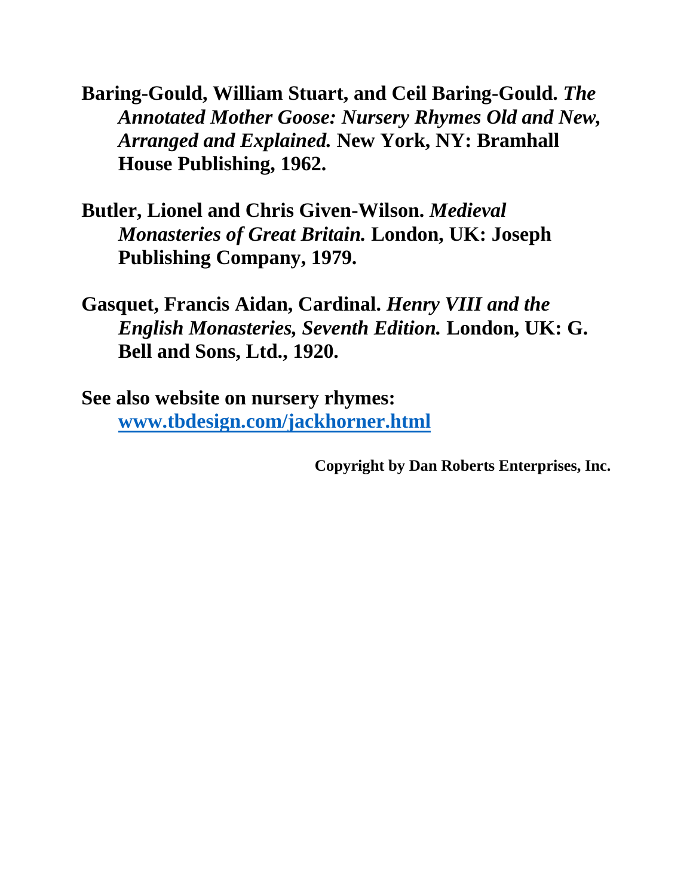**Baring-Gould, William Stuart, and Ceil Baring-Gould. *The Annotated Mother Goose: Nursery Rhymes Old and New, Arranged and Explained.* New York, NY: Bramhall House Publishing, 1962.**

**Butler, Lionel and Chris Given-Wilson. *Medieval Monasteries of Great Britain.* London, UK: Joseph Publishing Company, 1979.**

**Gasquet, Francis Aidan, Cardinal. *Henry VIII and the English Monasteries, Seventh Edition.* London, UK: G. Bell and Sons, Ltd., 1920.**

**See also website on nursery rhymes: [www.tbdesign.com/jackhorner.html](http://www.tbdesign.com/jackhorner.html)**

**Copyright by Dan Roberts Enterprises, Inc.**